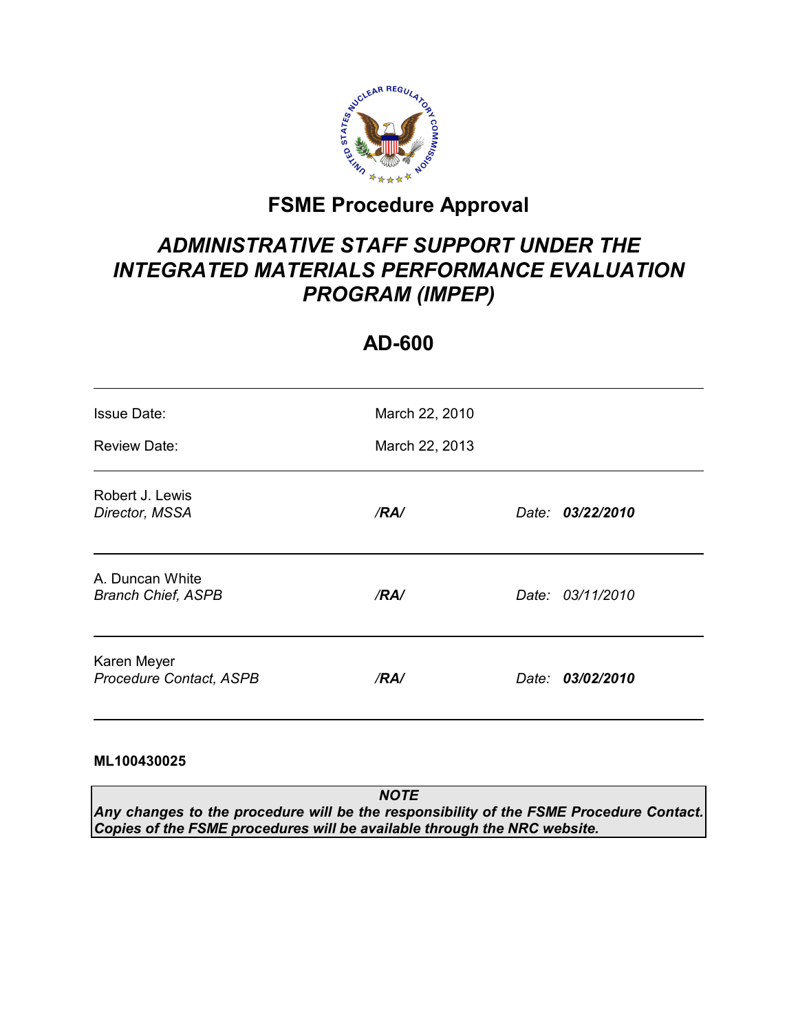# FSME Procedure Approval

## *ADMINISTRATIVE STAFF SUPPORT UNDER THE INTEGRATED MATERIALS PERFORMANCE EVALUATION PROGRAM (IMPEP)*

## AD-600

| | | |
|---|---|---|
| Issue Date: | March 22, 2010 | |
| Review Date: | March 22, 2013 | |
| Robert J. Lewis<br>*Director, MSSA* | ***/RA/*** | *Date:* ***03/22/2010*** |
| A. Duncan White<br>*Branch Chief, ASPB* | ***/RA/*** | *Date: 03/11/2010* |
| Karen Meyer<br>*Procedure Contact, ASPB* | ***/RA/*** | *Date:* ***03/02/2010*** |

**ML100430025**

> ***NOTE***
> ***Any changes to the procedure will be the responsibility of the FSME Procedure Contact. Copies of the FSME procedures will be available through the NRC website.***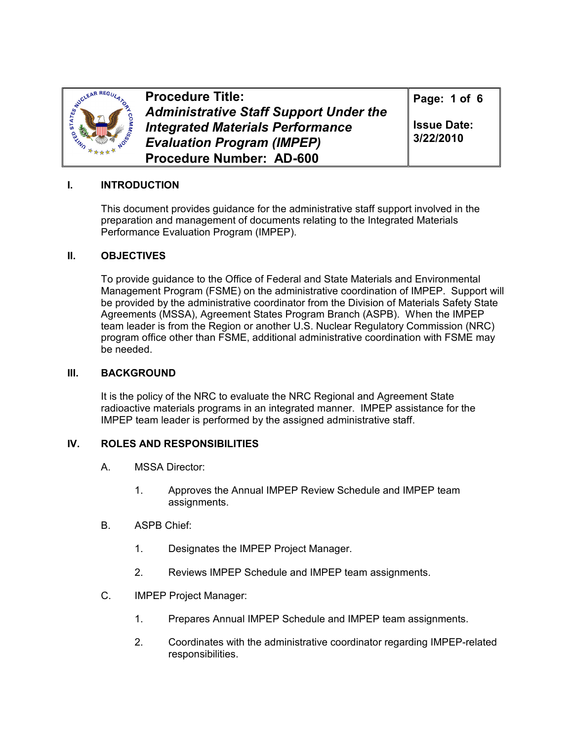| Procedure Title: *Administrative Staff Support Under the Integrated Materials Performance Evaluation Program (IMPEP)* Procedure Number: AD-600 | Page: 1 of 6 Issue Date: 3/22/2010 |
| --- | --- |

## I. INTRODUCTION

This document provides guidance for the administrative staff support involved in the preparation and management of documents relating to the Integrated Materials Performance Evaluation Program (IMPEP).

## II. OBJECTIVES

To provide guidance to the Office of Federal and State Materials and Environmental Management Program (FSME) on the administrative coordination of IMPEP. Support will be provided by the administrative coordinator from the Division of Materials Safety State Agreements (MSSA), Agreement States Program Branch (ASPB). When the IMPEP team leader is from the Region or another U.S. Nuclear Regulatory Commission (NRC) program office other than FSME, additional administrative coordination with FSME may be needed.

## III. BACKGROUND

It is the policy of the NRC to evaluate the NRC Regional and Agreement State radioactive materials programs in an integrated manner. IMPEP assistance for the IMPEP team leader is performed by the assigned administrative staff.

## IV. ROLES AND RESPONSIBILITIES

A. MSSA Director:

1. Approves the Annual IMPEP Review Schedule and IMPEP team assignments.

B. ASPB Chief:

1. Designates the IMPEP Project Manager.
2. Reviews IMPEP Schedule and IMPEP team assignments.

C. IMPEP Project Manager:

1. Prepares Annual IMPEP Schedule and IMPEP team assignments.
2. Coordinates with the administrative coordinator regarding IMPEP-related responsibilities.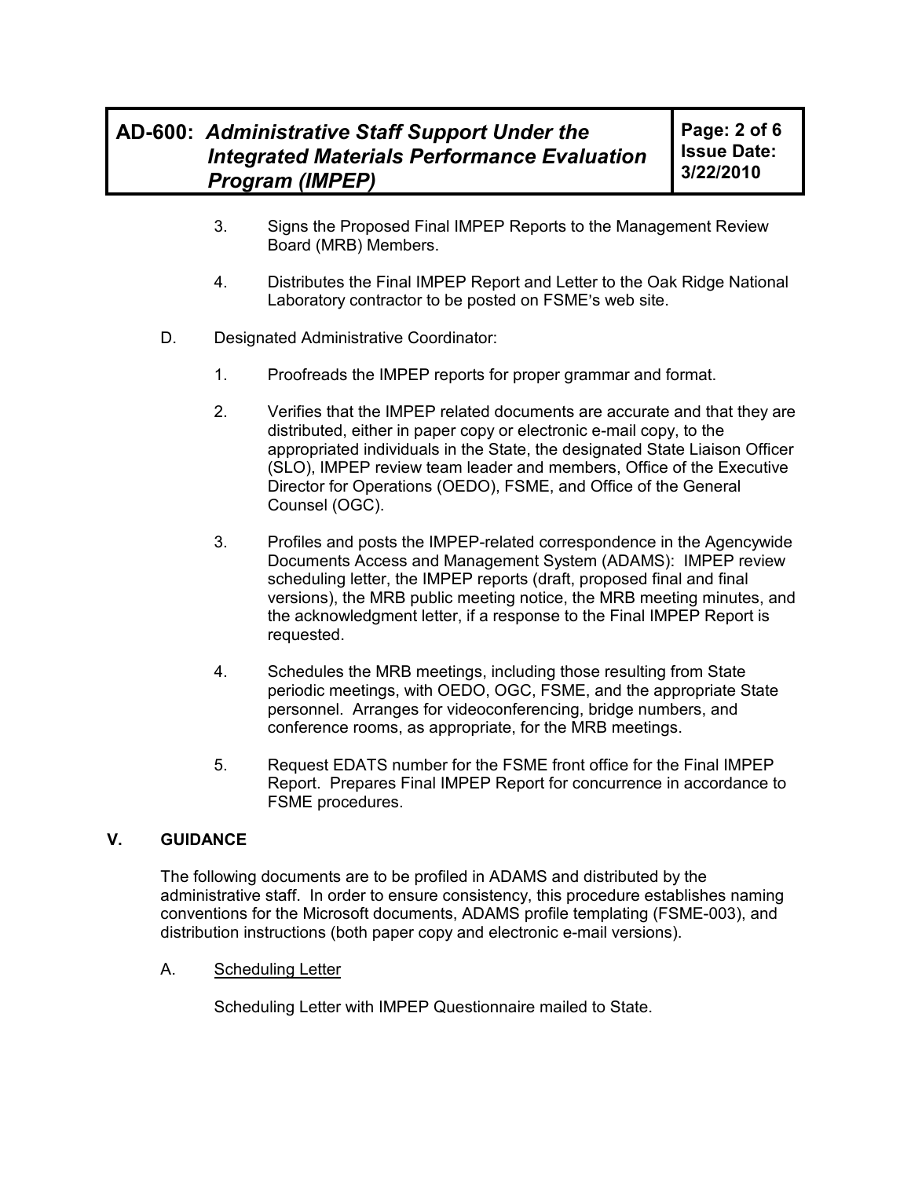3. Signs the Proposed Final IMPEP Reports to the Management Review Board (MRB) Members.

4. Distributes the Final IMPEP Report and Letter to the Oak Ridge National Laboratory contractor to be posted on FSME's web site.

D. Designated Administrative Coordinator:

1. Proofreads the IMPEP reports for proper grammar and format.

2. Verifies that the IMPEP related documents are accurate and that they are distributed, either in paper copy or electronic e-mail copy, to the appropriated individuals in the State, the designated State Liaison Officer (SLO), IMPEP review team leader and members, Office of the Executive Director for Operations (OEDO), FSME, and Office of the General Counsel (OGC).

3. Profiles and posts the IMPEP-related correspondence in the Agencywide Documents Access and Management System (ADAMS): IMPEP review scheduling letter, the IMPEP reports (draft, proposed final and final versions), the MRB public meeting notice, the MRB meeting minutes, and the acknowledgment letter, if a response to the Final IMPEP Report is requested.

4. Schedules the MRB meetings, including those resulting from State periodic meetings, with OEDO, OGC, FSME, and the appropriate State personnel. Arranges for videoconferencing, bridge numbers, and conference rooms, as appropriate, for the MRB meetings.

5. Request EDATS number for the FSME front office for the Final IMPEP Report. Prepares Final IMPEP Report for concurrence in accordance to FSME procedures.

## V. GUIDANCE

The following documents are to be profiled in ADAMS and distributed by the administrative staff. In order to ensure consistency, this procedure establishes naming conventions for the Microsoft documents, ADAMS profile templating (FSME-003), and distribution instructions (both paper copy and electronic e-mail versions).

A. Scheduling Letter

Scheduling Letter with IMPEP Questionnaire mailed to State.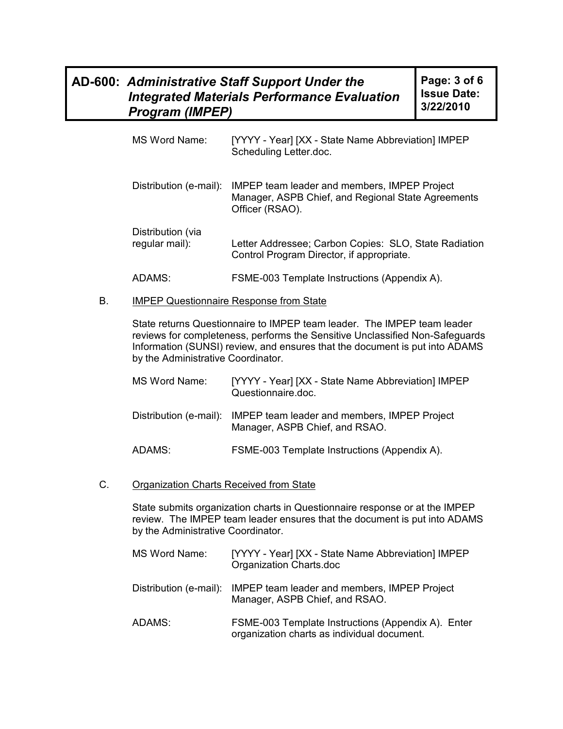| | |
|---|---|
| MS Word Name: | [YYYY - Year] [XX - State Name Abbreviation] IMPEP Scheduling Letter.doc. |
| Distribution (e-mail): | IMPEP team leader and members, IMPEP Project Manager, ASPB Chief, and Regional State Agreements Officer (RSAO). |
| Distribution (via regular mail): | Letter Addressee; Carbon Copies: SLO, State Radiation Control Program Director, if appropriate. |
| ADAMS: | FSME-003 Template Instructions (Appendix A). |

B. <u>IMPEP Questionnaire Response from State</u>

State returns Questionnaire to IMPEP team leader. The IMPEP team leader reviews for completeness, performs the Sensitive Unclassified Non-Safeguards Information (SUNSI) review, and ensures that the document is put into ADAMS by the Administrative Coordinator.

| | |
|---|---|
| MS Word Name: | [YYYY - Year] [XX - State Name Abbreviation] IMPEP Questionnaire.doc. |
| Distribution (e-mail): | IMPEP team leader and members, IMPEP Project Manager, ASPB Chief, and RSAO. |
| ADAMS: | FSME-003 Template Instructions (Appendix A). |

C. <u>Organization Charts Received from State</u>

State submits organization charts in Questionnaire response or at the IMPEP review. The IMPEP team leader ensures that the document is put into ADAMS by the Administrative Coordinator.

| | |
|---|---|
| MS Word Name: | [YYYY - Year] [XX - State Name Abbreviation] IMPEP Organization Charts.doc |
| Distribution (e-mail): | IMPEP team leader and members, IMPEP Project Manager, ASPB Chief, and RSAO. |
| ADAMS: | FSME-003 Template Instructions (Appendix A). Enter organization charts as individual document. |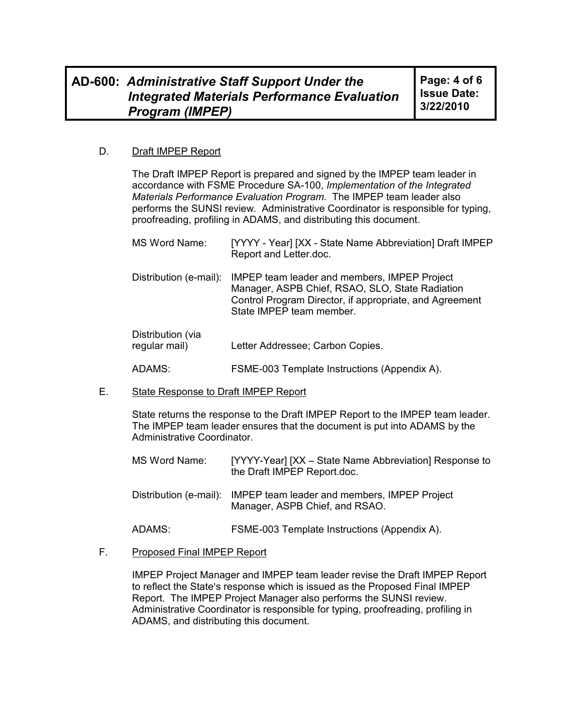## D. Draft IMPEP Report

The Draft IMPEP Report is prepared and signed by the IMPEP team leader in accordance with FSME Procedure SA-100, *Implementation of the Integrated Materials Performance Evaluation Program.* The IMPEP team leader also performs the SUNSI review. Administrative Coordinator is responsible for typing, proofreading, profiling in ADAMS, and distributing this document.

MS Word Name: [YYYY - Year] [XX - State Name Abbreviation] Draft IMPEP Report and Letter.doc.

Distribution (e-mail): IMPEP team leader and members, IMPEP Project Manager, ASPB Chief, RSAO, SLO, State Radiation Control Program Director, if appropriate, and Agreement State IMPEP team member.

Distribution (via regular mail) Letter Addressee; Carbon Copies.

ADAMS: FSME-003 Template Instructions (Appendix A).

## E. State Response to Draft IMPEP Report

State returns the response to the Draft IMPEP Report to the IMPEP team leader. The IMPEP team leader ensures that the document is put into ADAMS by the Administrative Coordinator.

MS Word Name: [YYYY-Year] [XX – State Name Abbreviation] Response to the Draft IMPEP Report.doc.

Distribution (e-mail): IMPEP team leader and members, IMPEP Project Manager, ASPB Chief, and RSAO.

ADAMS: FSME-003 Template Instructions (Appendix A).

## F. Proposed Final IMPEP Report

IMPEP Project Manager and IMPEP team leader revise the Draft IMPEP Report to reflect the State's response which is issued as the Proposed Final IMPEP Report. The IMPEP Project Manager also performs the SUNSI review. Administrative Coordinator is responsible for typing, proofreading, profiling in ADAMS, and distributing this document.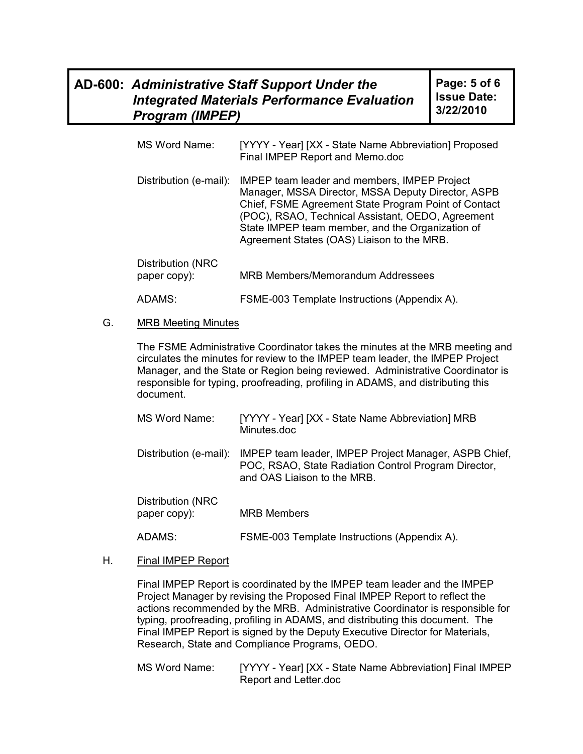MS Word Name: [YYYY - Year] [XX - State Name Abbreviation] Proposed Final IMPEP Report and Memo.doc

Distribution (e-mail): IMPEP team leader and members, IMPEP Project Manager, MSSA Director, MSSA Deputy Director, ASPB Chief, FSME Agreement State Program Point of Contact (POC), RSAO, Technical Assistant, OEDO, Agreement State IMPEP team member, and the Organization of Agreement States (OAS) Liaison to the MRB.

Distribution (NRC paper copy): MRB Members/Memorandum Addressees

ADAMS: FSME-003 Template Instructions (Appendix A).

G. MRB Meeting Minutes

The FSME Administrative Coordinator takes the minutes at the MRB meeting and circulates the minutes for review to the IMPEP team leader, the IMPEP Project Manager, and the State or Region being reviewed. Administrative Coordinator is responsible for typing, proofreading, profiling in ADAMS, and distributing this document.

MS Word Name: [YYYY - Year] [XX - State Name Abbreviation] MRB Minutes.doc

Distribution (e-mail): IMPEP team leader, IMPEP Project Manager, ASPB Chief, POC, RSAO, State Radiation Control Program Director, and OAS Liaison to the MRB.

Distribution (NRC paper copy): MRB Members

ADAMS: FSME-003 Template Instructions (Appendix A).

H. Final IMPEP Report

Final IMPEP Report is coordinated by the IMPEP team leader and the IMPEP Project Manager by revising the Proposed Final IMPEP Report to reflect the actions recommended by the MRB. Administrative Coordinator is responsible for typing, proofreading, profiling in ADAMS, and distributing this document. The Final IMPEP Report is signed by the Deputy Executive Director for Materials, Research, State and Compliance Programs, OEDO.

MS Word Name: [YYYY - Year] [XX - State Name Abbreviation] Final IMPEP Report and Letter.doc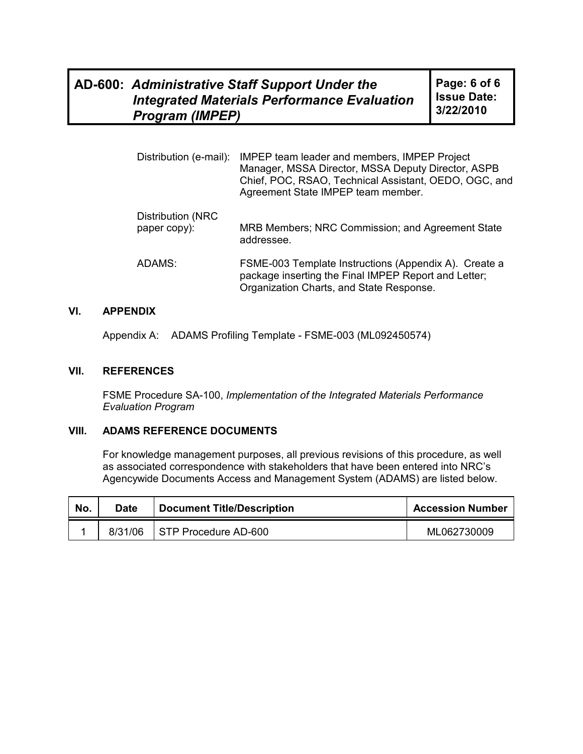Distribution (e-mail): IMPEP team leader and members, IMPEP Project Manager, MSSA Director, MSSA Deputy Director, ASPB Chief, POC, RSAO, Technical Assistant, OEDO, OGC, and Agreement State IMPEP team member.

Distribution (NRC paper copy): MRB Members; NRC Commission; and Agreement State addressee.

ADAMS: FSME-003 Template Instructions (Appendix A). Create a package inserting the Final IMPEP Report and Letter; Organization Charts, and State Response.

## VI. APPENDIX

Appendix A: ADAMS Profiling Template - FSME-003 (ML092450574)

## VII. REFERENCES

FSME Procedure SA-100, *Implementation of the Integrated Materials Performance Evaluation Program*

## VIII. ADAMS REFERENCE DOCUMENTS

For knowledge management purposes, all previous revisions of this procedure, as well as associated correspondence with stakeholders that have been entered into NRC's Agencywide Documents Access and Management System (ADAMS) are listed below.

| No. | Date | Document Title/Description | Accession Number |
|---|---|---|---|
| 1 | 8/31/06 | STP Procedure AD-600 | ML062730009 |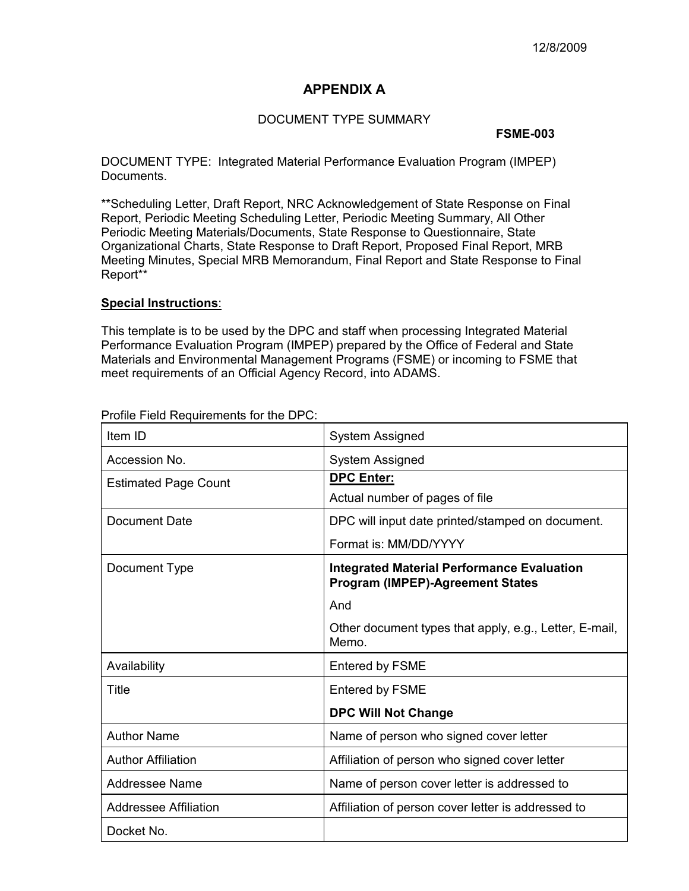12/8/2009

# APPENDIX A

DOCUMENT TYPE SUMMARY

**FSME-003**

DOCUMENT TYPE: Integrated Material Performance Evaluation Program (IMPEP) Documents.

**Scheduling Letter, Draft Report, NRC Acknowledgement of State Response on Final Report, Periodic Meeting Scheduling Letter, Periodic Meeting Summary, All Other Periodic Meeting Materials/Documents, State Response to Questionnaire, State Organizational Charts, State Response to Draft Report, Proposed Final Report, MRB Meeting Minutes, Special MRB Memorandum, Final Report and State Response to Final Report**

**Special Instructions**:

This template is to be used by the DPC and staff when processing Integrated Material Performance Evaluation Program (IMPEP) prepared by the Office of Federal and State Materials and Environmental Management Programs (FSME) or incoming to FSME that meet requirements of an Official Agency Record, into ADAMS.

Profile Field Requirements for the DPC:

| | |
|---|---|
| Item ID | System Assigned |
| Accession No. | System Assigned |
| Estimated Page Count | **DPC Enter:** Actual number of pages of file |
| Document Date | DPC will input date printed/stamped on document. Format is: MM/DD/YYYY |
| Document Type | **Integrated Material Performance Evaluation Program (IMPEP)-Agreement States** And Other document types that apply, e.g., Letter, E-mail, Memo. |
| Availability | Entered by FSME |
| Title | Entered by FSME **DPC Will Not Change** |
| Author Name | Name of person who signed cover letter |
| Author Affiliation | Affiliation of person who signed cover letter |
| Addressee Name | Name of person cover letter is addressed to |
| Addressee Affiliation | Affiliation of person cover letter is addressed to |
| Docket No. | |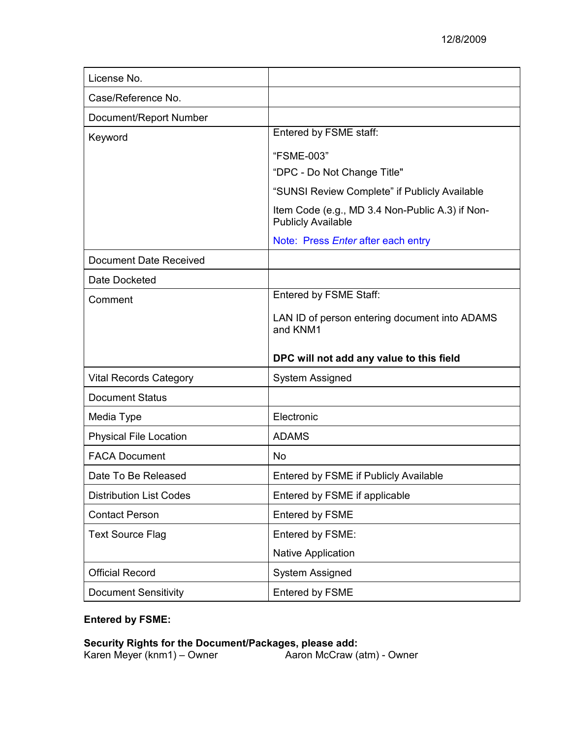12/8/2009

| | |
|---|---|
| License No. | |
| Case/Reference No. | |
| Document/Report Number | |
| Keyword | Entered by FSME staff:<br><br>"FSME-003"<br>"DPC - Do Not Change Title"<br>"SUNSI Review Complete" if Publicly Available<br>Item Code (e.g., MD 3.4 Non-Public A.3) if Non-Publicly Available<br>Note: Press *Enter* after each entry |
| Document Date Received | |
| Date Docketed | |
| Comment | Entered by FSME Staff:<br><br>LAN ID of person entering document into ADAMS and KNM1<br><br>**DPC will not add any value to this field** |
| Vital Records Category | System Assigned |
| Document Status | |
| Media Type | Electronic |
| Physical File Location | ADAMS |
| FACA Document | No |
| Date To Be Released | Entered by FSME if Publicly Available |
| Distribution List Codes | Entered by FSME if applicable |
| Contact Person | Entered by FSME |
| Text Source Flag | Entered by FSME:<br><br>Native Application |
| Official Record | System Assigned |
| Document Sensitivity | Entered by FSME |

**Entered by FSME:**

**Security Rights for the Document/Packages, please add:**
Karen Meyer (knm1) – Owner Aaron McCraw (atm) - Owner